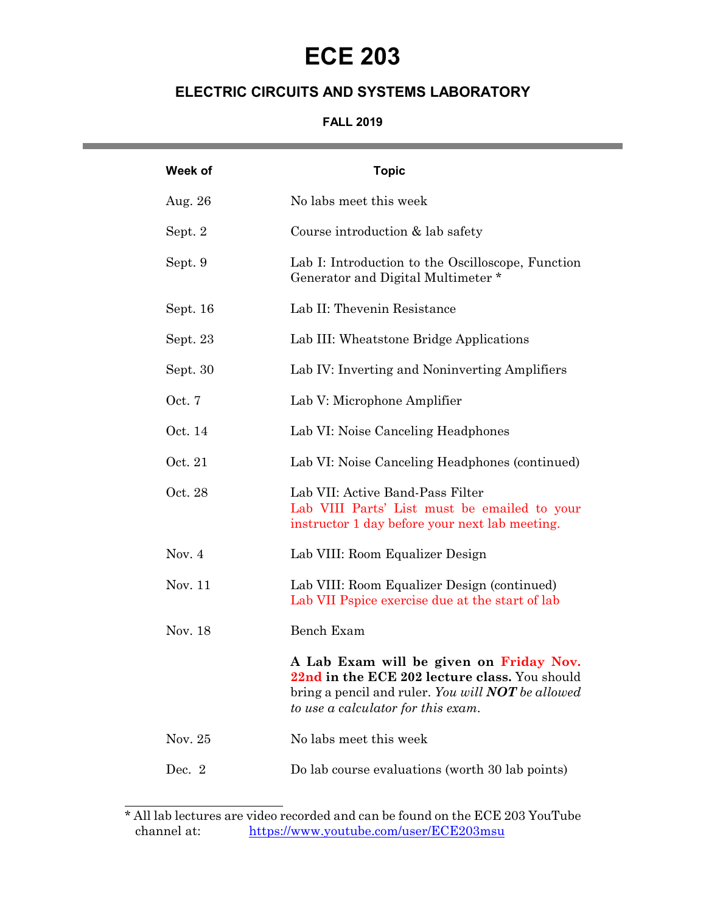# ECE 203

## ELECTRIC CIRCUITS AND SYSTEMS LABORATORY

### FALL 2019

| Week of | Topic |
| --- | --- |
| Aug. 26 | No labs meet this week |
| Sept. 2 | Course introduction & lab safety |
| Sept. 9 | Lab I: Introduction to the Oscilloscope, Function Generator and Digital Multimeter * |
| Sept. 16 | Lab II: Thevenin Resistance |
| Sept. 23 | Lab III: Wheatstone Bridge Applications |
| Sept. 30 | Lab IV: Inverting and Noninverting Amplifiers |
| Oct. 7 | Lab V: Microphone Amplifier |
| Oct. 14 | Lab VI: Noise Canceling Headphones |
| Oct. 21 | Lab VI: Noise Canceling Headphones (continued) |
| Oct. 28 | Lab VII: Active Band-Pass Filter<br>Lab VIII Parts' List must be emailed to your instructor 1 day before your next lab meeting. |
| Nov. 4 | Lab VIII: Room Equalizer Design |
| Nov. 11 | Lab VIII: Room Equalizer Design (continued)<br>Lab VII Pspice exercise due at the start of lab |
| Nov. 18 | Bench Exam |
| | **A Lab Exam will be given on Friday Nov. 22nd in the ECE 202 lecture class.** You should bring a pencil and ruler. *You will **NOT** be allowed to use a calculator for this exam.* |
| Nov. 25 | No labs meet this week |
| Dec. 2 | Do lab course evaluations (worth 30 lab points) |

* All lab lectures are video recorded and can be found on the ECE 203 YouTube channel at: https://www.youtube.com/user/ECE203msu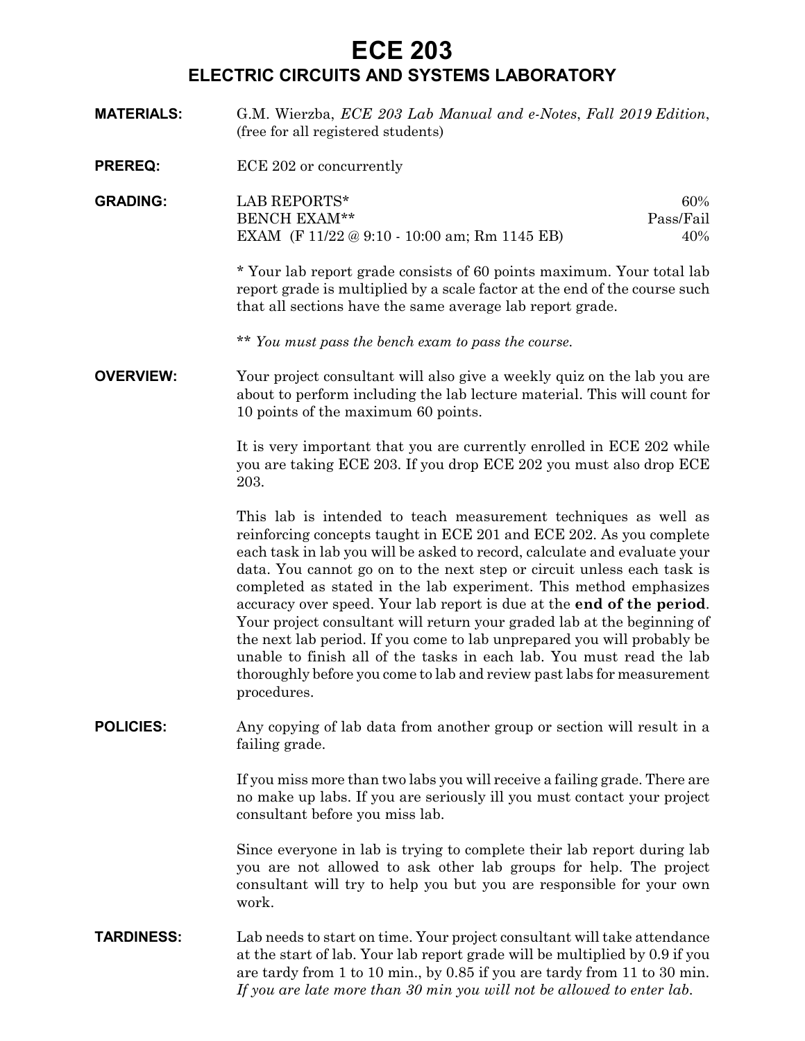# ECE 203

## ELECTRIC CIRCUITS AND SYSTEMS LABORATORY

**MATERIALS:** G.M. Wierzba, *ECE 203 Lab Manual and e-Notes*, *Fall 2019 Edition*, (free for all registered students)

**PREREQ:** ECE 202 or concurrently

**GRADING:**

| | |
|---|---|
| LAB REPORTS* | 60% |
| BENCH EXAM** | Pass/Fail |
| EXAM (F 11/22 @ 9:10 - 10:00 am; Rm 1145 EB) | 40% |

\* Your lab report grade consists of 60 points maximum. Your total lab report grade is multiplied by a scale factor at the end of the course such that all sections have the same average lab report grade.

\*\* *You must pass the bench exam to pass the course.*

**OVERVIEW:** Your project consultant will also give a weekly quiz on the lab you are about to perform including the lab lecture material. This will count for 10 points of the maximum 60 points.

It is very important that you are currently enrolled in ECE 202 while you are taking ECE 203. If you drop ECE 202 you must also drop ECE 203.

This lab is intended to teach measurement techniques as well as reinforcing concepts taught in ECE 201 and ECE 202. As you complete each task in lab you will be asked to record, calculate and evaluate your data. You cannot go on to the next step or circuit unless each task is completed as stated in the lab experiment. This method emphasizes accuracy over speed. Your lab report is due at the **end of the period**. Your project consultant will return your graded lab at the beginning of the next lab period. If you come to lab unprepared you will probably be unable to finish all of the tasks in each lab. You must read the lab thoroughly before you come to lab and review past labs for measurement procedures.

**POLICIES:** Any copying of lab data from another group or section will result in a failing grade.

If you miss more than two labs you will receive a failing grade. There are no make up labs. If you are seriously ill you must contact your project consultant before you miss lab.

Since everyone in lab is trying to complete their lab report during lab you are not allowed to ask other lab groups for help. The project consultant will try to help you but you are responsible for your own work.

**TARDINESS:** Lab needs to start on time. Your project consultant will take attendance at the start of lab. Your lab report grade will be multiplied by 0.9 if you are tardy from 1 to 10 min., by 0.85 if you are tardy from 11 to 30 min. *If you are late more than 30 min you will not be allowed to enter lab.*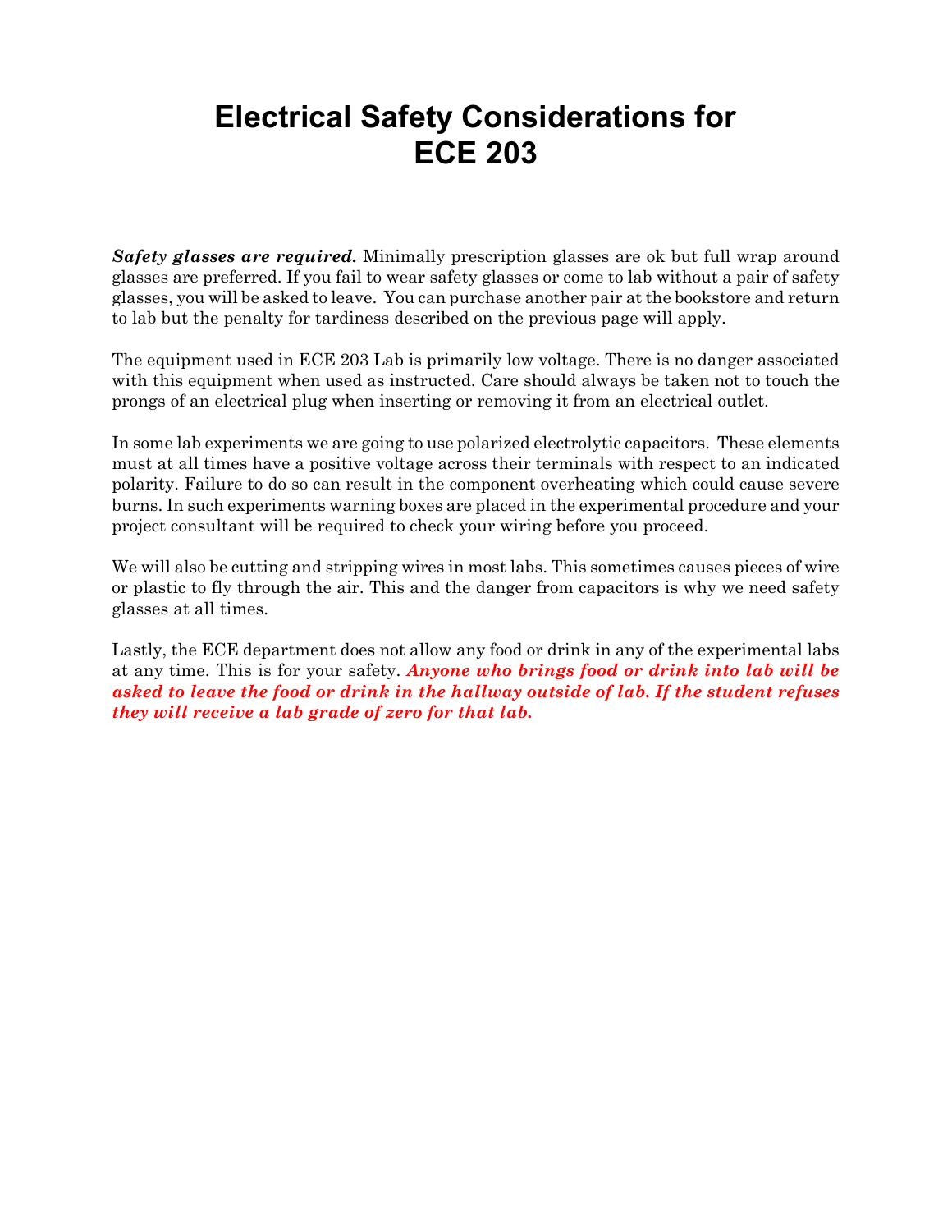# Electrical Safety Considerations for ECE 203

***Safety glasses are required.*** Minimally prescription glasses are ok but full wrap around glasses are preferred. If you fail to wear safety glasses or come to lab without a pair of safety glasses, you will be asked to leave. You can purchase another pair at the bookstore and return to lab but the penalty for tardiness described on the previous page will apply.

The equipment used in ECE 203 Lab is primarily low voltage. There is no danger associated with this equipment when used as instructed. Care should always be taken not to touch the prongs of an electrical plug when inserting or removing it from an electrical outlet.

In some lab experiments we are going to use polarized electrolytic capacitors. These elements must at all times have a positive voltage across their terminals with respect to an indicated polarity. Failure to do so can result in the component overheating which could cause severe burns. In such experiments warning boxes are placed in the experimental procedure and your project consultant will be required to check your wiring before you proceed.

We will also be cutting and stripping wires in most labs. This sometimes causes pieces of wire or plastic to fly through the air. This and the danger from capacitors is why we need safety glasses at all times.

Lastly, the ECE department does not allow any food or drink in any of the experimental labs at any time. This is for your safety. ***Anyone who brings food or drink into lab will be asked to leave the food or drink in the hallway outside of lab. If the student refuses they will receive a lab grade of zero for that lab.***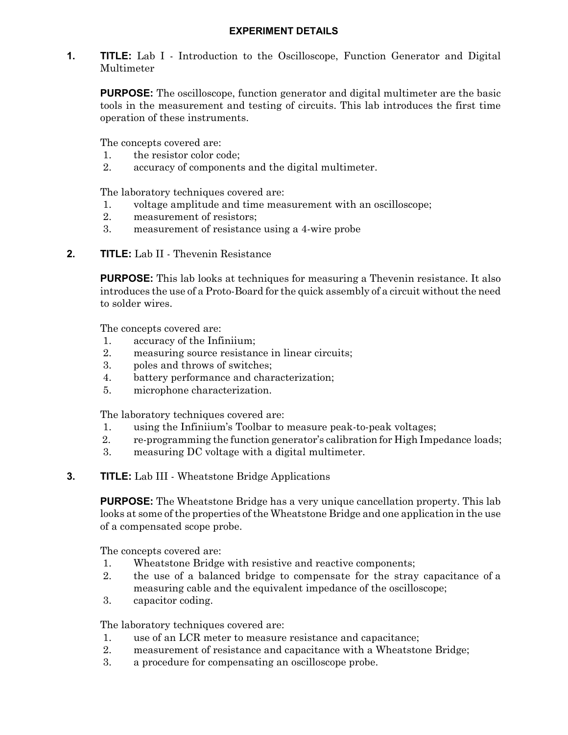## EXPERIMENT DETAILS

**1. TITLE:** Lab I - Introduction to the Oscilloscope, Function Generator and Digital Multimeter

**PURPOSE:** The oscilloscope, function generator and digital multimeter are the basic tools in the measurement and testing of circuits. This lab introduces the first time operation of these instruments.

The concepts covered are:

1. the resistor color code;
2. accuracy of components and the digital multimeter.

The laboratory techniques covered are:

1. voltage amplitude and time measurement with an oscilloscope;
2. measurement of resistors;
3. measurement of resistance using a 4-wire probe

**2. TITLE:** Lab II - Thevenin Resistance

**PURPOSE:** This lab looks at techniques for measuring a Thevenin resistance. It also introduces the use of a Proto-Board for the quick assembly of a circuit without the need to solder wires.

The concepts covered are:

1. accuracy of the Infiniium;
2. measuring source resistance in linear circuits;
3. poles and throws of switches;
4. battery performance and characterization;
5. microphone characterization.

The laboratory techniques covered are:

1. using the Infiniium's Toolbar to measure peak-to-peak voltages;
2. re-programming the function generator's calibration for High Impedance loads;
3. measuring DC voltage with a digital multimeter.

**3. TITLE:** Lab III - Wheatstone Bridge Applications

**PURPOSE:** The Wheatstone Bridge has a very unique cancellation property. This lab looks at some of the properties of the Wheatstone Bridge and one application in the use of a compensated scope probe.

The concepts covered are:

1. Wheatstone Bridge with resistive and reactive components;
2. the use of a balanced bridge to compensate for the stray capacitance of a measuring cable and the equivalent impedance of the oscilloscope;
3. capacitor coding.

The laboratory techniques covered are:

1. use of an LCR meter to measure resistance and capacitance;
2. measurement of resistance and capacitance with a Wheatstone Bridge;
3. a procedure for compensating an oscilloscope probe.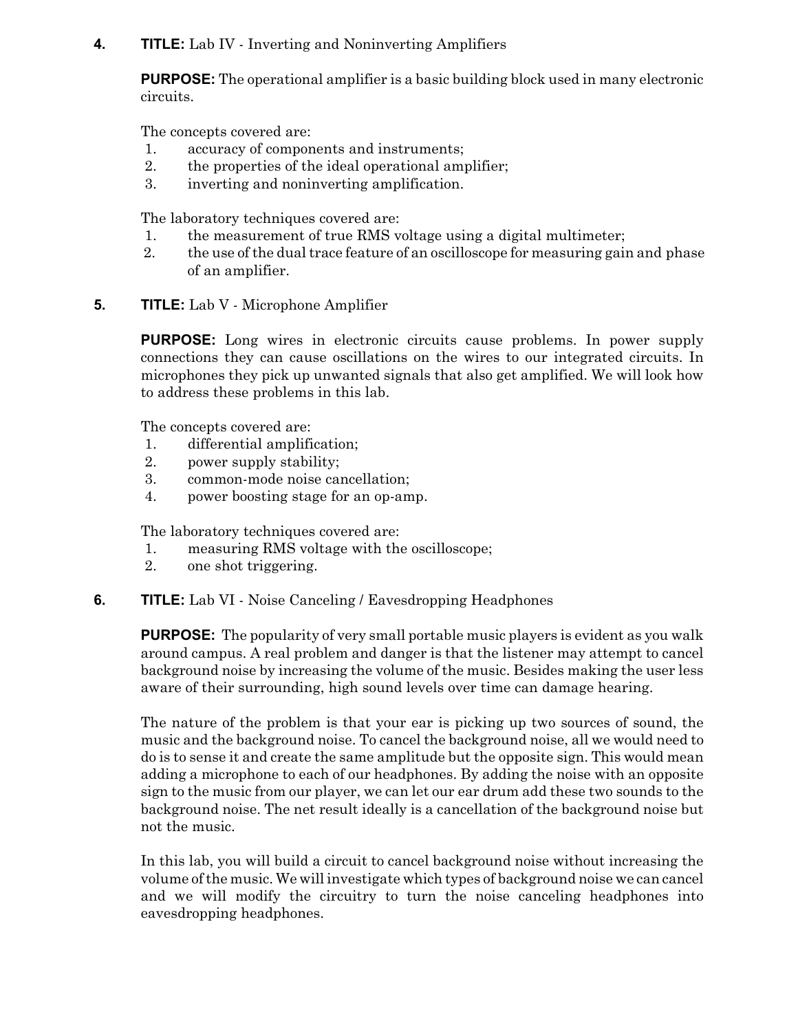4. **TITLE:** Lab IV - Inverting and Noninverting Amplifiers

**PURPOSE:** The operational amplifier is a basic building block used in many electronic circuits.

The concepts covered are:
1. accuracy of components and instruments;
2. the properties of the ideal operational amplifier;
3. inverting and noninverting amplification.

The laboratory techniques covered are:
1. the measurement of true RMS voltage using a digital multimeter;
2. the use of the dual trace feature of an oscilloscope for measuring gain and phase of an amplifier.

5. **TITLE:** Lab V - Microphone Amplifier

**PURPOSE:** Long wires in electronic circuits cause problems. In power supply connections they can cause oscillations on the wires to our integrated circuits. In microphones they pick up unwanted signals that also get amplified. We will look how to address these problems in this lab.

The concepts covered are:
1. differential amplification;
2. power supply stability;
3. common-mode noise cancellation;
4. power boosting stage for an op-amp.

The laboratory techniques covered are:
1. measuring RMS voltage with the oscilloscope;
2. one shot triggering.

6. **TITLE:** Lab VI - Noise Canceling / Eavesdropping Headphones

**PURPOSE:** The popularity of very small portable music players is evident as you walk around campus. A real problem and danger is that the listener may attempt to cancel background noise by increasing the volume of the music. Besides making the user less aware of their surrounding, high sound levels over time can damage hearing.

The nature of the problem is that your ear is picking up two sources of sound, the music and the background noise. To cancel the background noise, all we would need to do is to sense it and create the same amplitude but the opposite sign. This would mean adding a microphone to each of our headphones. By adding the noise with an opposite sign to the music from our player, we can let our ear drum add these two sounds to the background noise. The net result ideally is a cancellation of the background noise but not the music.

In this lab, you will build a circuit to cancel background noise without increasing the volume of the music. We will investigate which types of background noise we can cancel and we will modify the circuitry to turn the noise canceling headphones into eavesdropping headphones.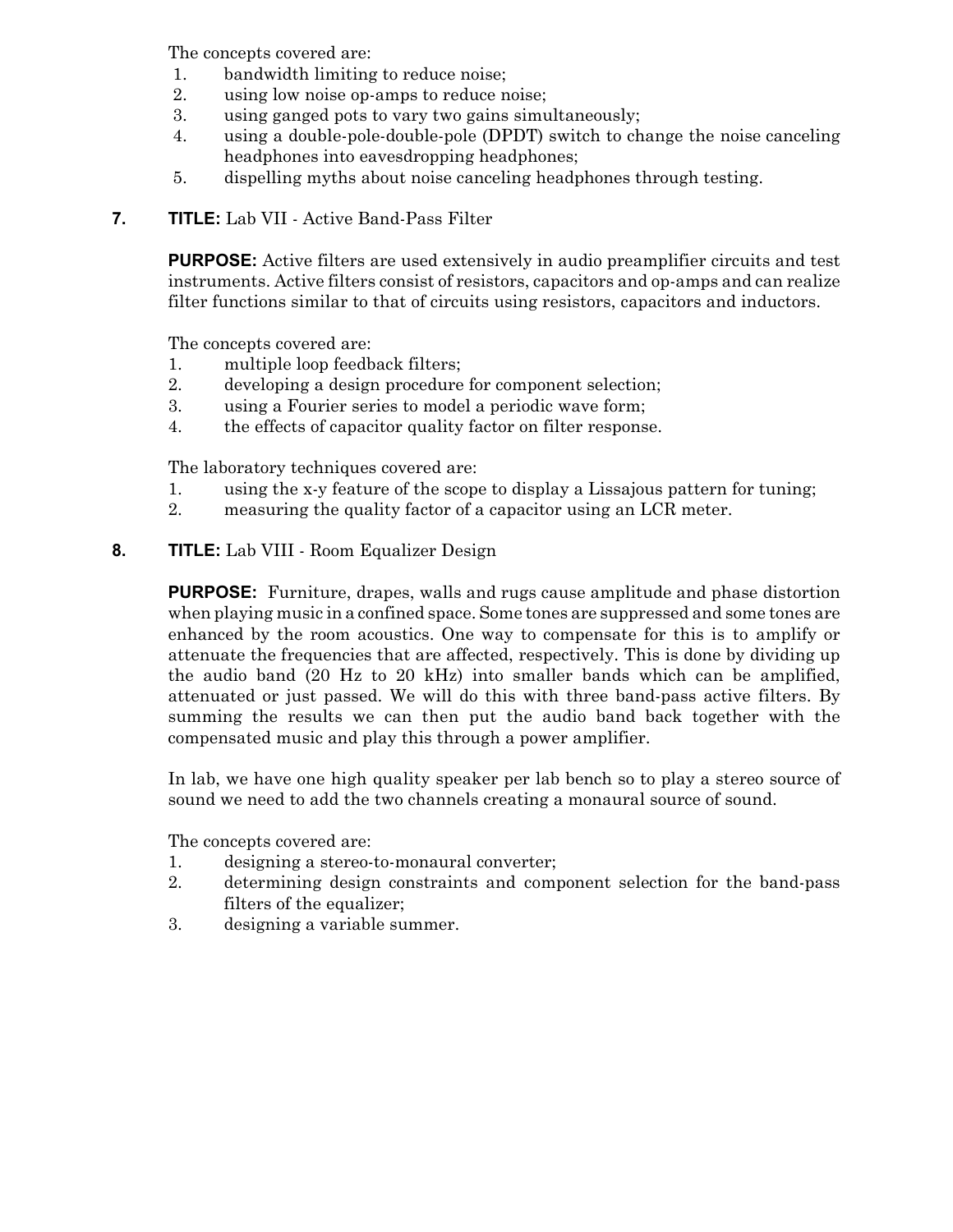The concepts covered are:

1. bandwidth limiting to reduce noise;
2. using low noise op-amps to reduce noise;
3. using ganged pots to vary two gains simultaneously;
4. using a double-pole-double-pole (DPDT) switch to change the noise canceling headphones into eavesdropping headphones;
5. dispelling myths about noise canceling headphones through testing.

**7.** **TITLE:** Lab VII - Active Band-Pass Filter

**PURPOSE:** Active filters are used extensively in audio preamplifier circuits and test instruments. Active filters consist of resistors, capacitors and op-amps and can realize filter functions similar to that of circuits using resistors, capacitors and inductors.

The concepts covered are:

1. multiple loop feedback filters;
2. developing a design procedure for component selection;
3. using a Fourier series to model a periodic wave form;
4. the effects of capacitor quality factor on filter response.

The laboratory techniques covered are:

1. using the x-y feature of the scope to display a Lissajous pattern for tuning;
2. measuring the quality factor of a capacitor using an LCR meter.

**8.** **TITLE:** Lab VIII - Room Equalizer Design

**PURPOSE:** Furniture, drapes, walls and rugs cause amplitude and phase distortion when playing music in a confined space. Some tones are suppressed and some tones are enhanced by the room acoustics. One way to compensate for this is to amplify or attenuate the frequencies that are affected, respectively. This is done by dividing up the audio band (20 Hz to 20 kHz) into smaller bands which can be amplified, attenuated or just passed. We will do this with three band-pass active filters. By summing the results we can then put the audio band back together with the compensated music and play this through a power amplifier.

In lab, we have one high quality speaker per lab bench so to play a stereo source of sound we need to add the two channels creating a monaural source of sound.

The concepts covered are:

1. designing a stereo-to-monaural converter;
2. determining design constraints and component selection for the band-pass filters of the equalizer;
3. designing a variable summer.